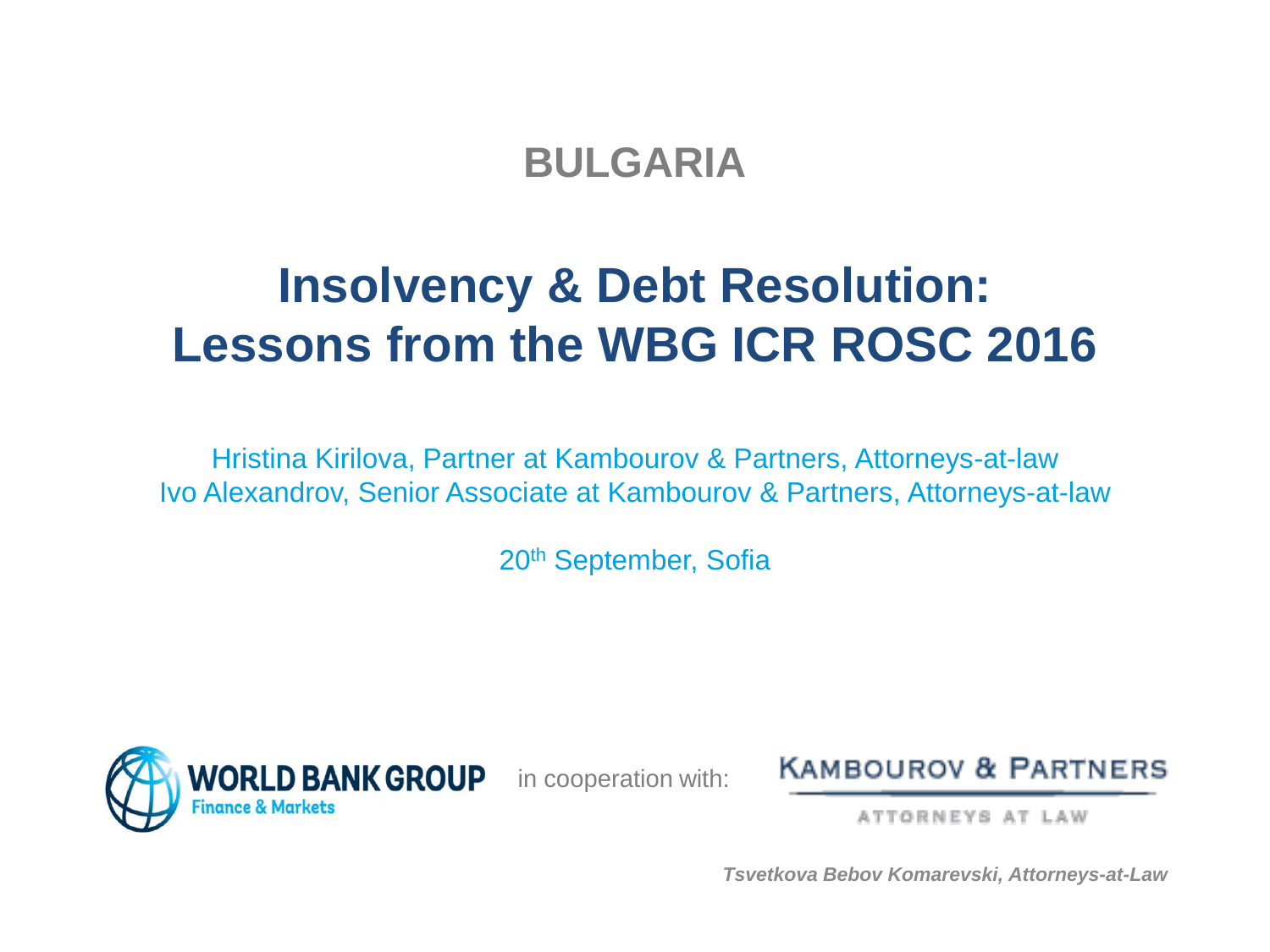## BULGARIA

# Insolvency & Debt Resolution: Lessons from the WBG ICR ROSC 2016

Hristina Kirilova, Partner at Kambourov & Partners, Attorneys-at-law
Ivo Alexandrov, Senior Associate at Kambourov & Partners, Attorneys-at-law

20th September, Sofia

WORLD BANK GROUP
Finance & Markets

in cooperation with:

KAMBOUROV & PARTNERS
ATTORNEYS AT LAW

*Tsvetkova Bebov Komarevski, Attorneys-at-Law*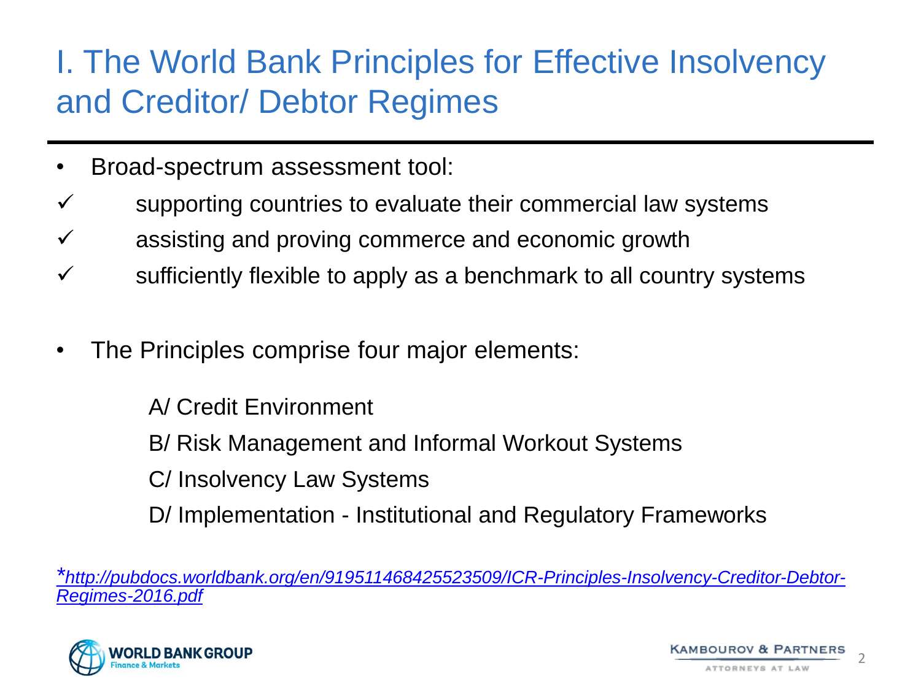# I. The World Bank Principles for Effective Insolvency and Creditor/ Debtor Regimes

- Broad-spectrum assessment tool:
  - ✓ supporting countries to evaluate their commercial law systems
  - ✓ assisting and proving commerce and economic growth
  - ✓ sufficiently flexible to apply as a benchmark to all country systems

- The Principles comprise four major elements:

  A/ Credit Environment

  B/ Risk Management and Informal Workout Systems

  C/ Insolvency Law Systems

  D/ Implementation - Institutional and Regulatory Frameworks

*[http://pubdocs.worldbank.org/en/919511468425523509/ICR-Principles-Insolvency-Creditor-Debtor-Regimes-2016.pdf](http://pubdocs.worldbank.org/en/919511468425523509/ICR-Principles-Insolvency-Creditor-Debtor-Regimes-2016.pdf)*

WORLD BANK GROUP
Finance & Markets

KAMBOUROV & PARTNERS
ATTORNEYS AT LAW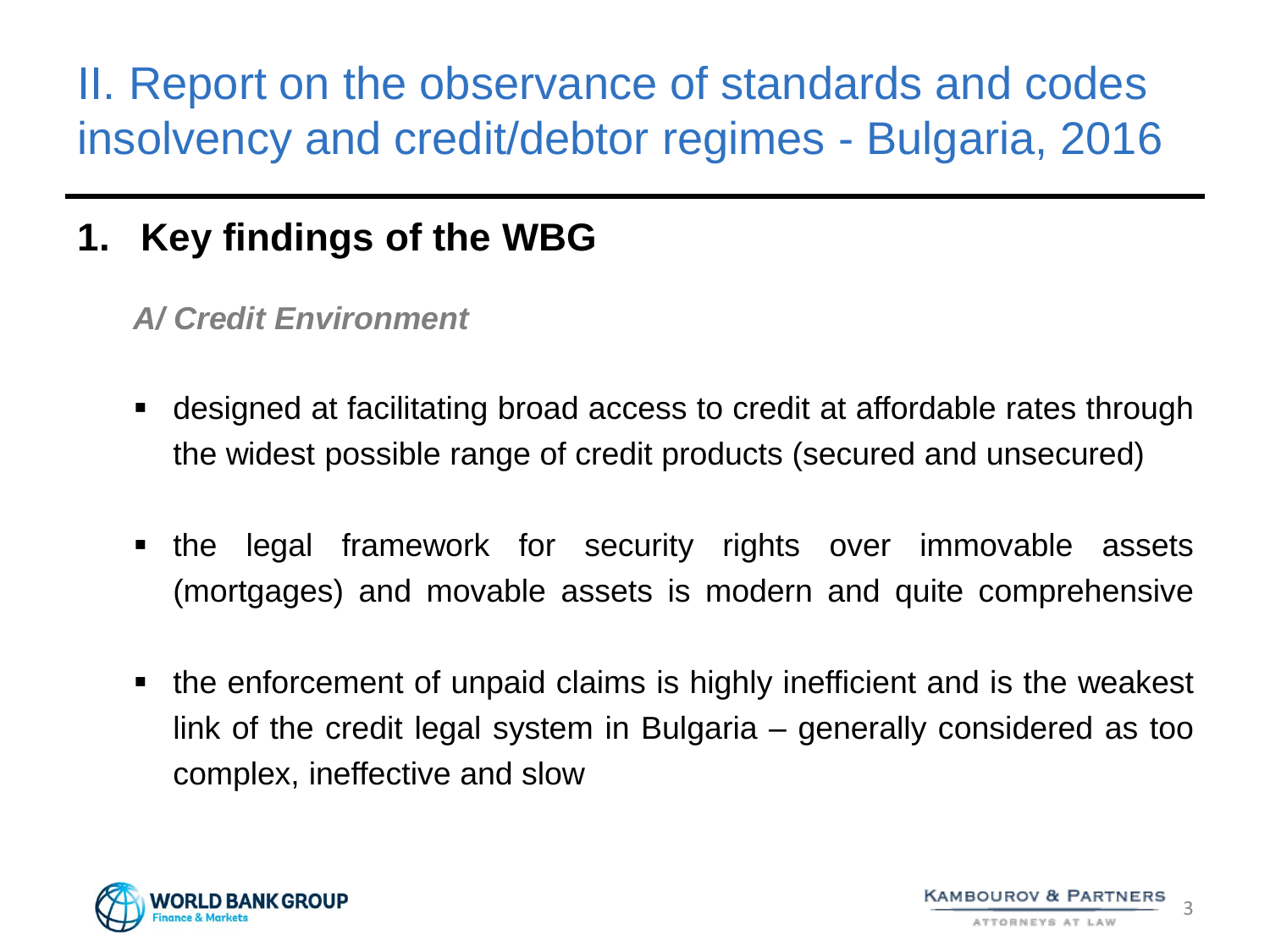# II. Report on the observance of standards and codes insolvency and credit/debtor regimes - Bulgaria, 2016

## 1. Key findings of the WBG

### *A/ Credit Environment*

- designed at facilitating broad access to credit at affordable rates through the widest possible range of credit products (secured and unsecured)
- the legal framework for security rights over immovable assets (mortgages) and movable assets is modern and quite comprehensive
- the enforcement of unpaid claims is highly inefficient and is the weakest link of the credit legal system in Bulgaria – generally considered as too complex, ineffective and slow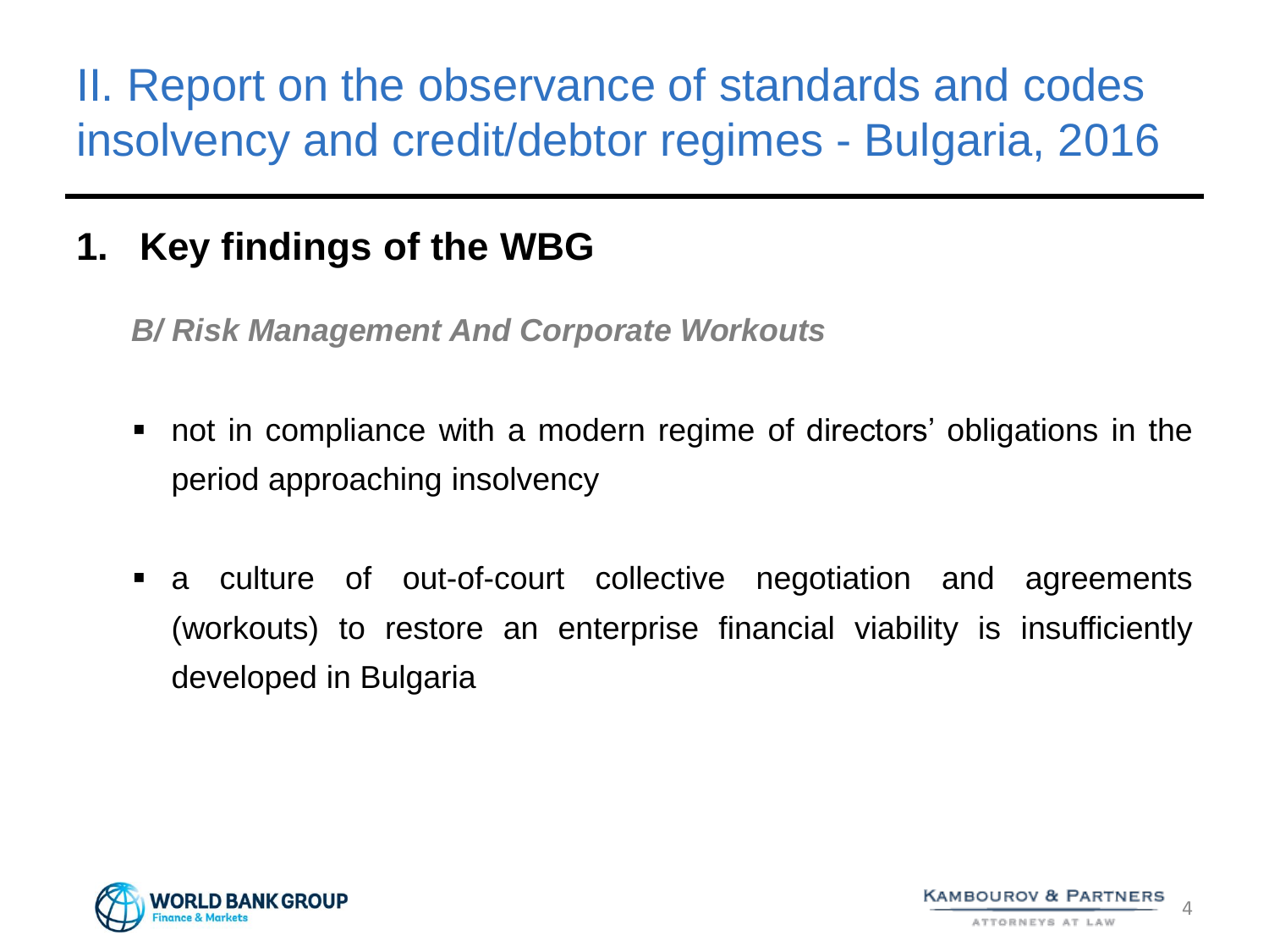# II. Report on the observance of standards and codes insolvency and credit/debtor regimes - Bulgaria, 2016

## 1. Key findings of the WBG

***B/ Risk Management And Corporate Workouts***

- not in compliance with a modern regime of directors' obligations in the period approaching insolvency
- a culture of out-of-court collective negotiation and agreements (workouts) to restore an enterprise financial viability is insufficiently developed in Bulgaria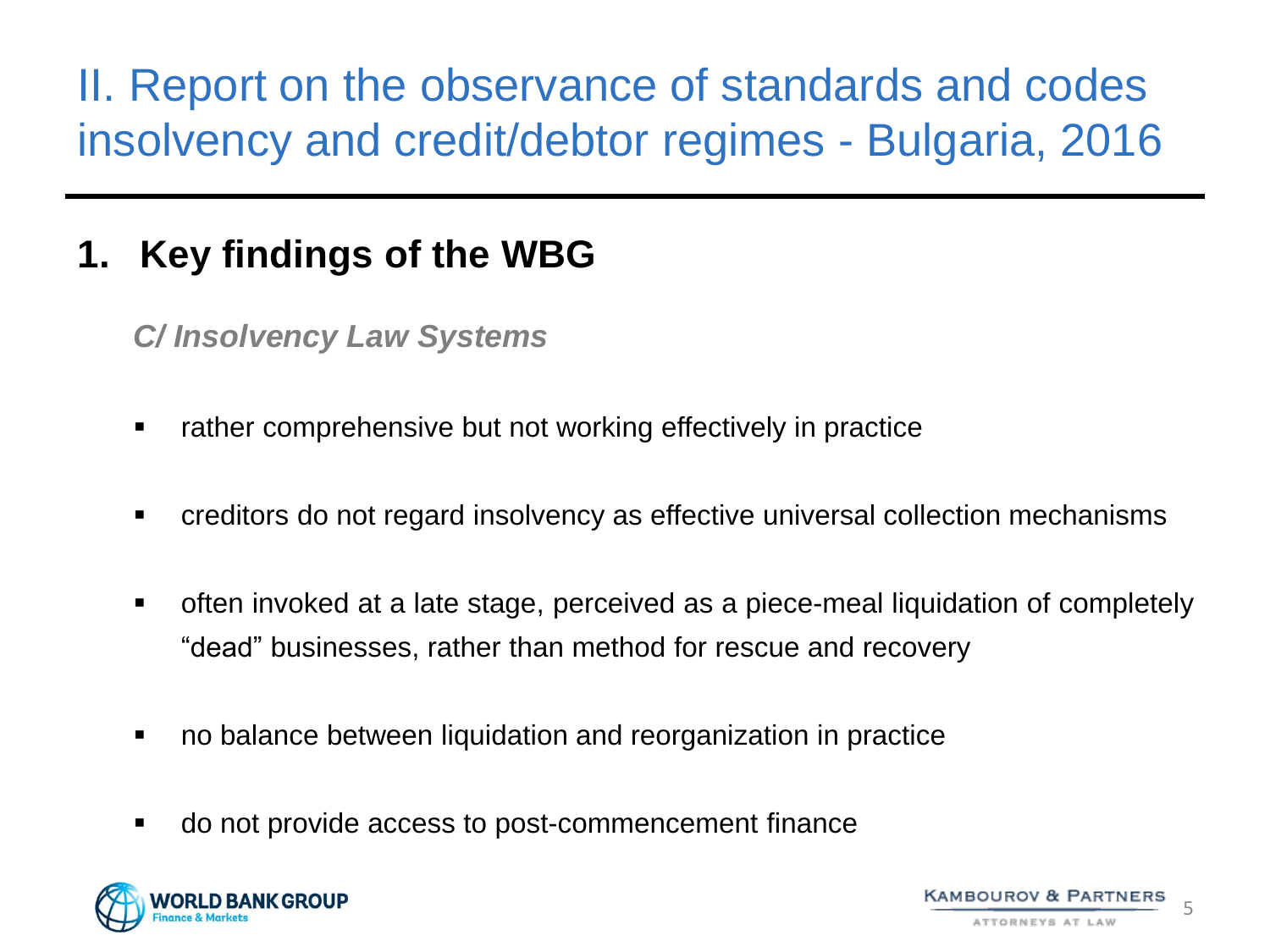# II. Report on the observance of standards and codes insolvency and credit/debtor regimes - Bulgaria, 2016

## 1. Key findings of the WBG

***C/ Insolvency Law Systems***

- rather comprehensive but not working effectively in practice
- creditors do not regard insolvency as effective universal collection mechanisms
- often invoked at a late stage, perceived as a piece-meal liquidation of completely "dead" businesses, rather than method for rescue and recovery
- no balance between liquidation and reorganization in practice
- do not provide access to post-commencement finance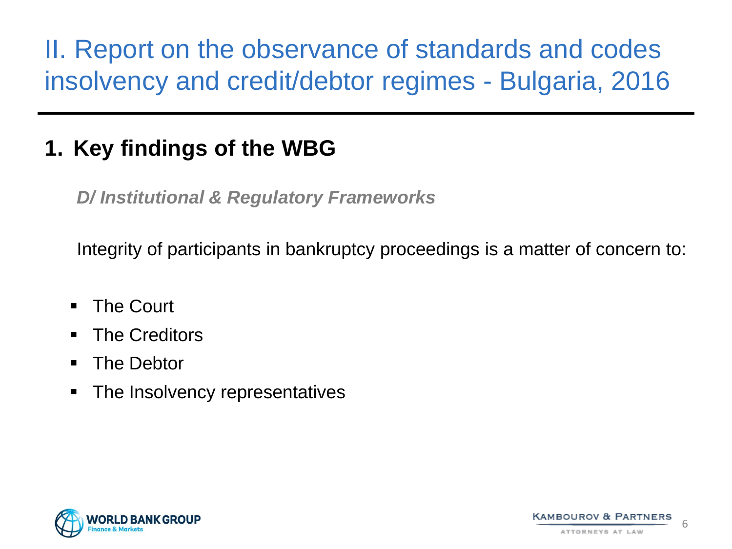# II. Report on the observance of standards and codes insolvency and credit/debtor regimes - Bulgaria, 2016

## 1. Key findings of the WBG

***D/ Institutional & Regulatory Frameworks***

Integrity of participants in bankruptcy proceedings is a matter of concern to:

- The Court
- The Creditors
- The Debtor
- The Insolvency representatives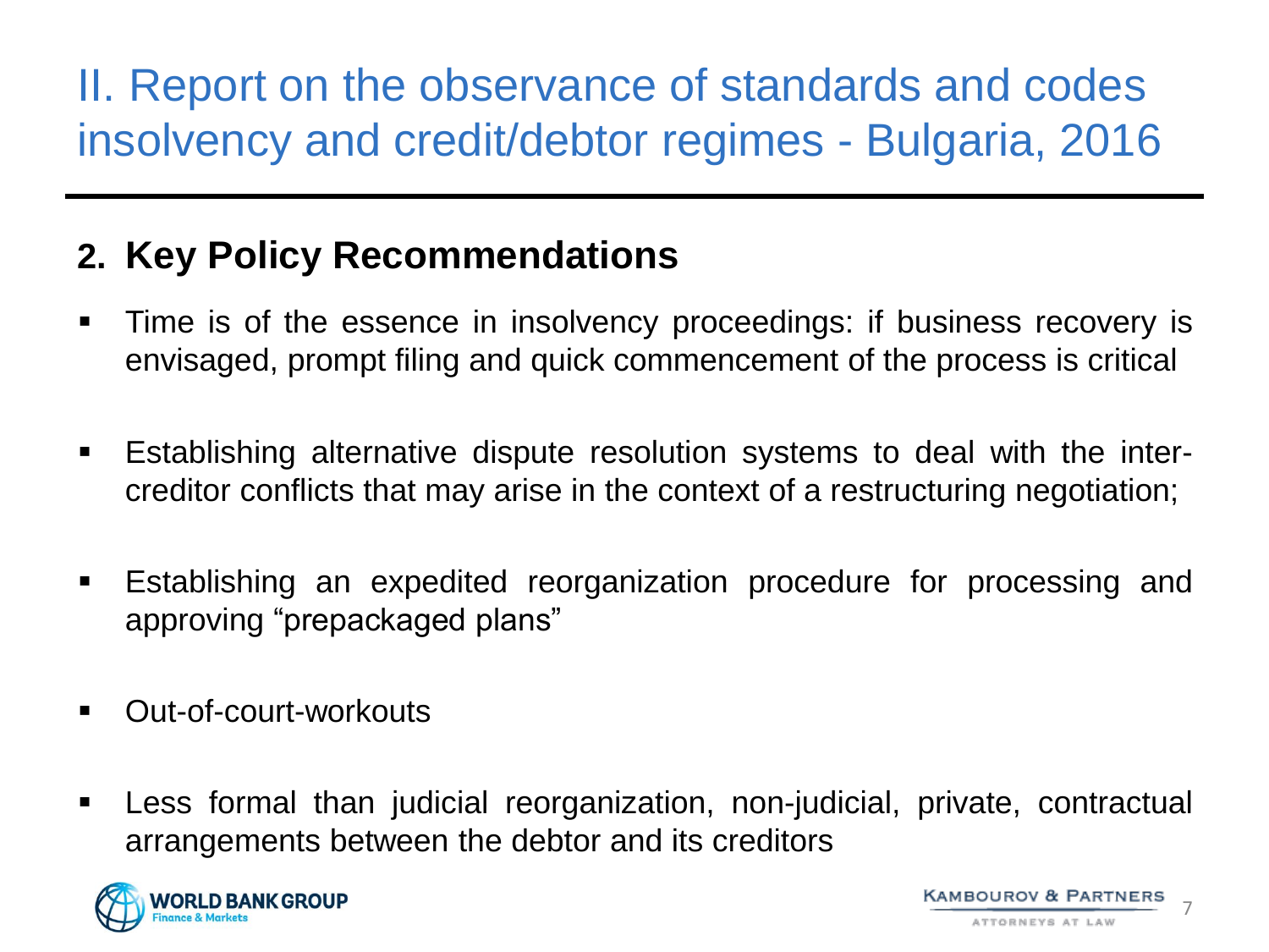# II. Report on the observance of standards and codes insolvency and credit/debtor regimes - Bulgaria, 2016

## 2. Key Policy Recommendations

- Time is of the essence in insolvency proceedings: if business recovery is envisaged, prompt filing and quick commencement of the process is critical
- Establishing alternative dispute resolution systems to deal with the inter-creditor conflicts that may arise in the context of a restructuring negotiation;
- Establishing an expedited reorganization procedure for processing and approving "prepackaged plans"
- Out-of-court-workouts
- Less formal than judicial reorganization, non-judicial, private, contractual arrangements between the debtor and its creditors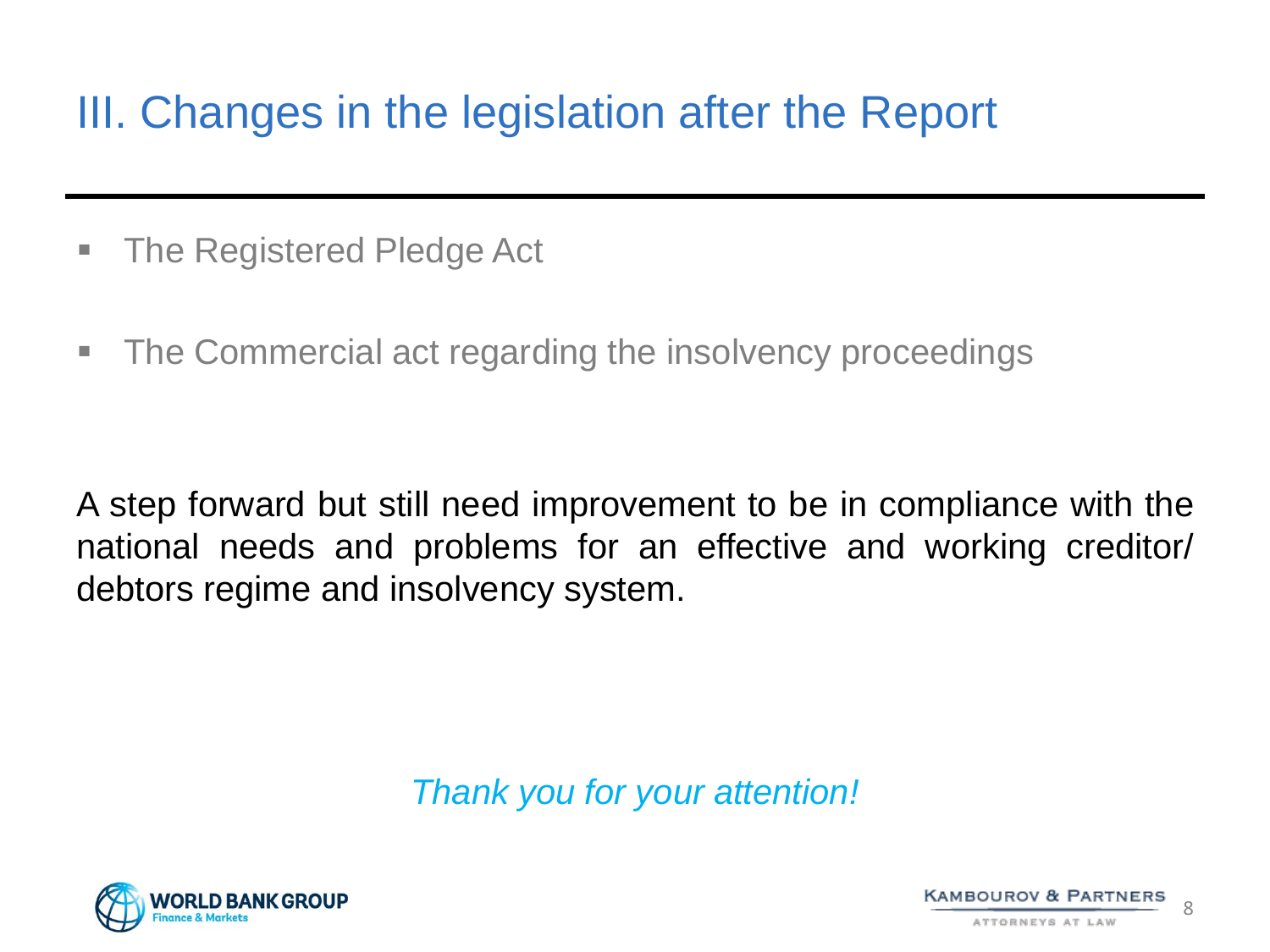# III. Changes in the legislation after the Report

- The Registered Pledge Act
- The Commercial act regarding the insolvency proceedings

A step forward but still need improvement to be in compliance with the national needs and problems for an effective and working creditor/ debtors regime and insolvency system.

*Thank you for your attention!*